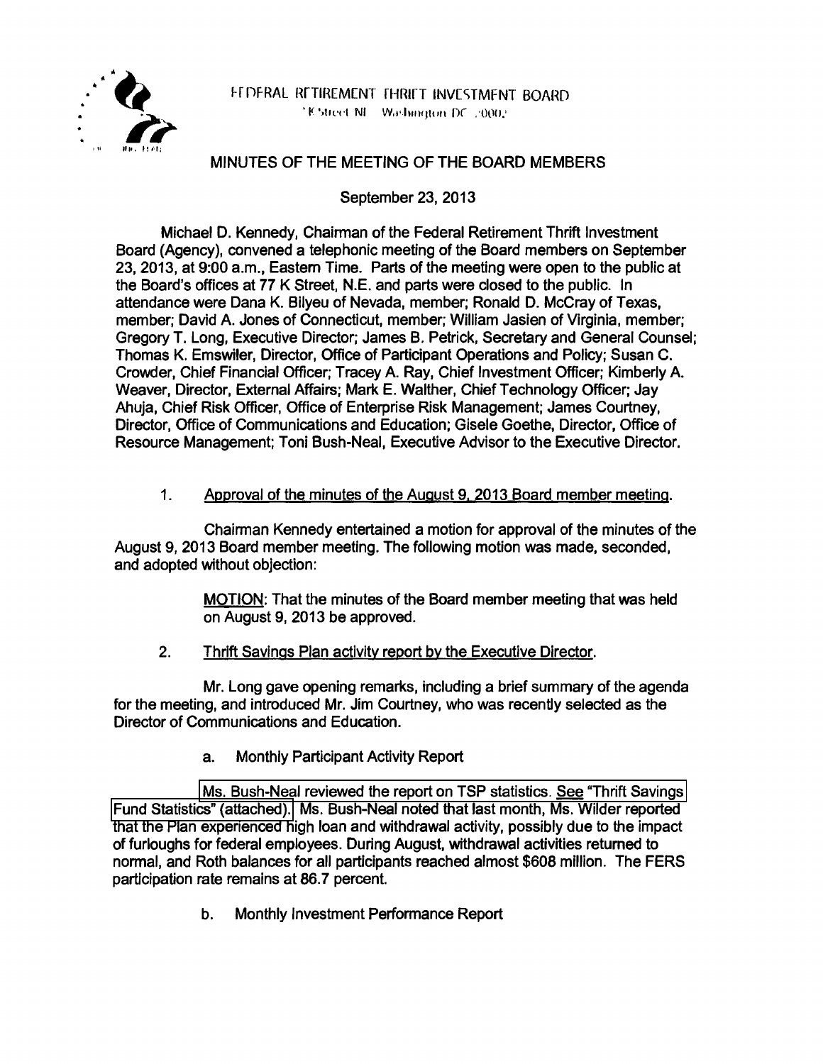FEDERAL RETIREMENT THRIFT INVESTMENT BOARD
77 K Street NE Washington DC 20002

# MINUTES OF THE MEETING OF THE BOARD MEMBERS

September 23, 2013

Michael D. Kennedy, Chairman of the Federal Retirement Thrift Investment Board (Agency), convened a telephonic meeting of the Board members on September 23, 2013, at 9:00 a.m., Eastern Time. Parts of the meeting were open to the public at the Board's offices at 77 K Street, N.E. and parts were closed to the public. In attendance were Dana K. Bilyeu of Nevada, member; Ronald D. McCray of Texas, member; David A. Jones of Connecticut, member; William Jasien of Virginia, member; Gregory T. Long, Executive Director; James B. Petrick, Secretary and General Counsel; Thomas K. Emswiler, Director, Office of Participant Operations and Policy; Susan C. Crowder, Chief Financial Officer; Tracey A. Ray, Chief Investment Officer; Kimberly A. Weaver, Director, External Affairs; Mark E. Walther, Chief Technology Officer; Jay Ahuja, Chief Risk Officer, Office of Enterprise Risk Management; James Courtney, Director, Office of Communications and Education; Gisele Goethe, Director, Office of Resource Management; Toni Bush-Neal, Executive Advisor to the Executive Director.

1. Approval of the minutes of the August 9, 2013 Board member meeting.

Chairman Kennedy entertained a motion for approval of the minutes of the August 9, 2013 Board member meeting. The following motion was made, seconded, and adopted without objection:

> MOTION: That the minutes of the Board member meeting that was held on August 9, 2013 be approved.

2. Thrift Savings Plan activity report by the Executive Director.

Mr. Long gave opening remarks, including a brief summary of the agenda for the meeting, and introduced Mr. Jim Courtney, who was recently selected as the Director of Communications and Education.

a. Monthly Participant Activity Report

Ms. Bush-Neal reviewed the report on TSP statistics. See "Thrift Savings Fund Statistics" (attached). Ms. Bush-Neal noted that last month, Ms. Wilder reported that the Plan experienced high loan and withdrawal activity, possibly due to the impact of furloughs for federal employees. During August, withdrawal activities returned to normal, and Roth balances for all participants reached almost $608 million. The FERS participation rate remains at 86.7 percent.

b. Monthly Investment Performance Report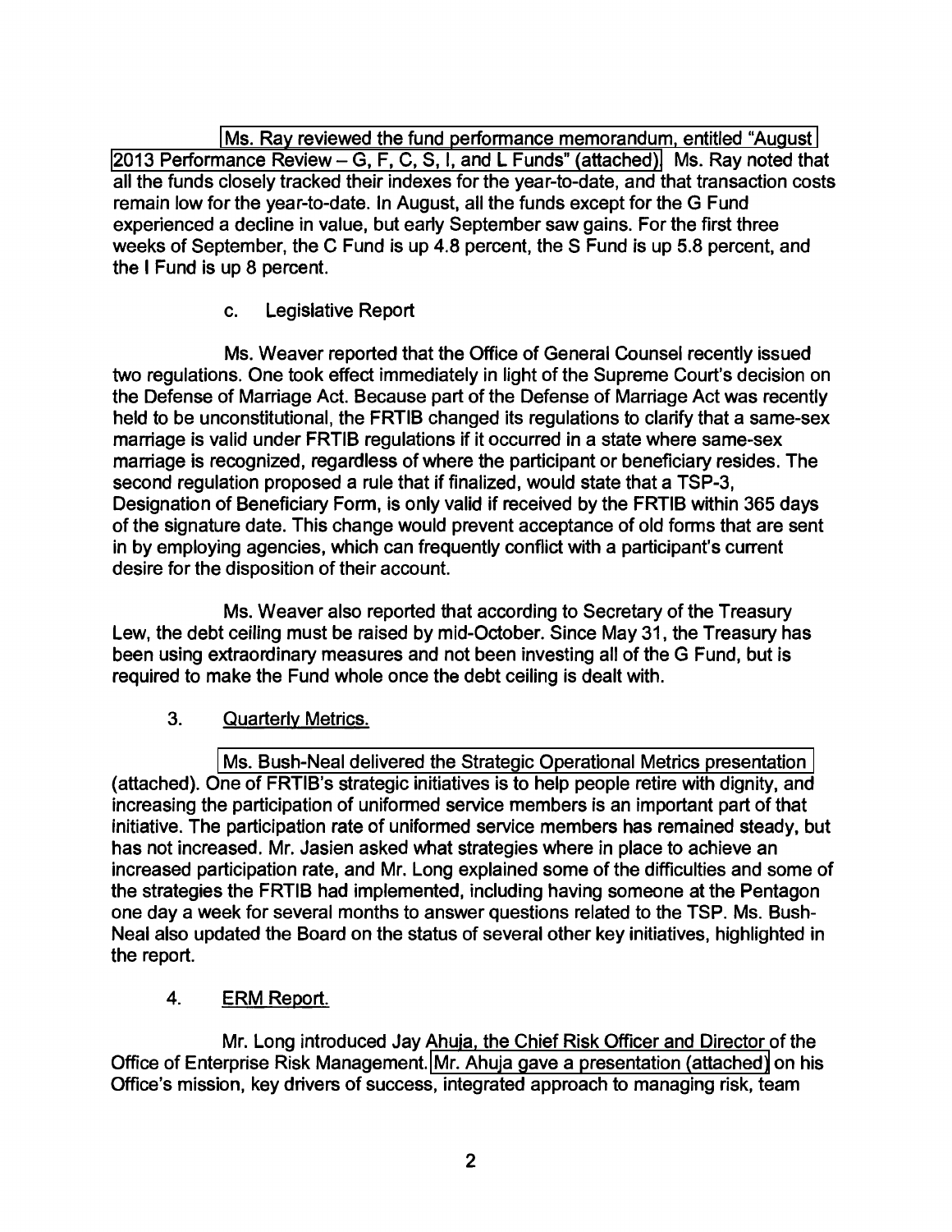Ms. Ray reviewed the fund performance memorandum, entitled "August 2013 Performance Review – G, F, C, S, I, and L Funds" (attached). Ms. Ray noted that all the funds closely tracked their indexes for the year-to-date, and that transaction costs remain low for the year-to-date. In August, all the funds except for the G Fund experienced a decline in value, but early September saw gains. For the first three weeks of September, the C Fund is up 4.8 percent, the S Fund is up 5.8 percent, and the I Fund is up 8 percent.

c. Legislative Report

Ms. Weaver reported that the Office of General Counsel recently issued two regulations. One took effect immediately in light of the Supreme Court's decision on the Defense of Marriage Act. Because part of the Defense of Marriage Act was recently held to be unconstitutional, the FRTIB changed its regulations to clarify that a same-sex marriage is valid under FRTIB regulations if it occurred in a state where same-sex marriage is recognized, regardless of where the participant or beneficiary resides. The second regulation proposed a rule that if finalized, would state that a TSP-3, Designation of Beneficiary Form, is only valid if received by the FRTIB within 365 days of the signature date. This change would prevent acceptance of old forms that are sent in by employing agencies, which can frequently conflict with a participant's current desire for the disposition of their account.

Ms. Weaver also reported that according to Secretary of the Treasury Lew, the debt ceiling must be raised by mid-October. Since May 31, the Treasury has been using extraordinary measures and not been investing all of the G Fund, but is required to make the Fund whole once the debt ceiling is dealt with.

3. <u>Quarterly Metrics.</u>

Ms. Bush-Neal delivered the Strategic Operational Metrics presentation (attached). One of FRTIB's strategic initiatives is to help people retire with dignity, and increasing the participation of uniformed service members is an important part of that initiative. The participation rate of uniformed service members has remained steady, but has not increased. Mr. Jasien asked what strategies where in place to achieve an increased participation rate, and Mr. Long explained some of the difficulties and some of the strategies the FRTIB had implemented, including having someone at the Pentagon one day a week for several months to answer questions related to the TSP. Ms. Bush-Neal also updated the Board on the status of several other key initiatives, highlighted in the report.

4. <u>ERM Report.</u>

Mr. Long introduced Jay Ahuja, the Chief Risk Officer and Director of the Office of Enterprise Risk Management. Mr. Ahuja gave a presentation (attached) on his Office's mission, key drivers of success, integrated approach to managing risk, team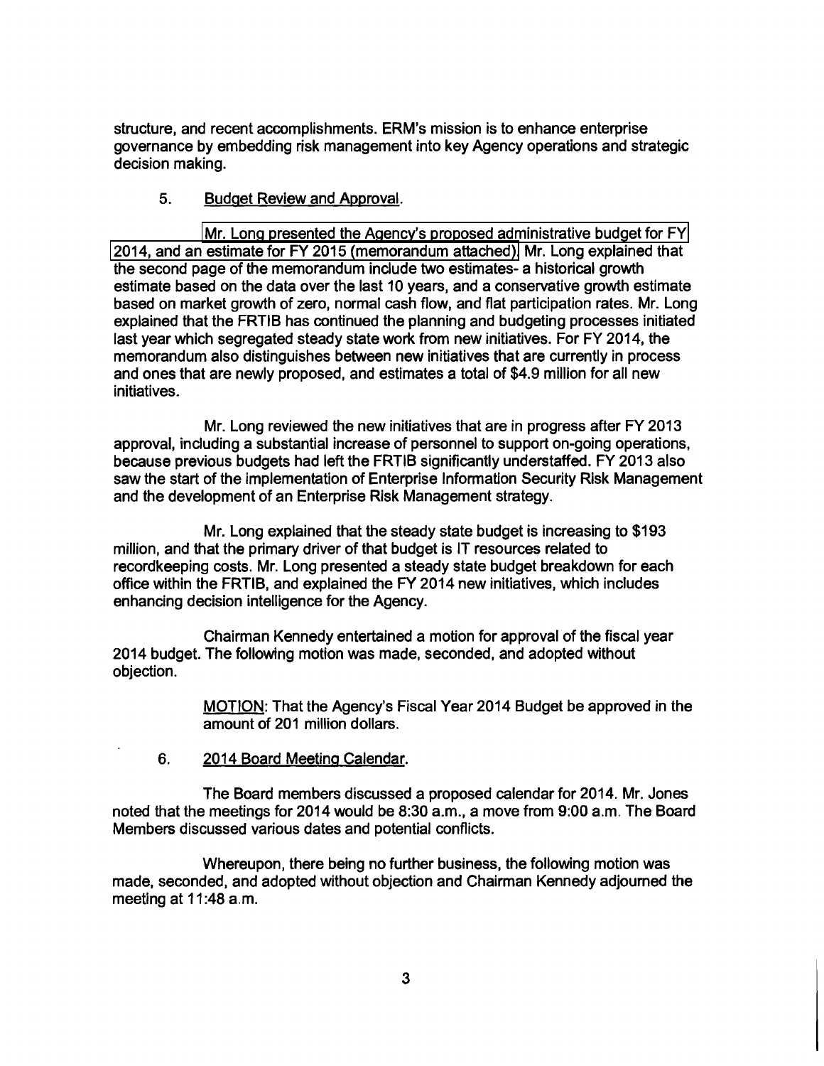structure, and recent accomplishments. ERM's mission is to enhance enterprise governance by embedding risk management into key Agency operations and strategic decision making.

5. Budget Review and Approval.

Mr. Long presented the Agency's proposed administrative budget for FY 2014, and an estimate for FY 2015 (memorandum attached). Mr. Long explained that the second page of the memorandum include two estimates- a historical growth estimate based on the data over the last 10 years, and a conservative growth estimate based on market growth of zero, normal cash flow, and flat participation rates. Mr. Long explained that the FRTIB has continued the planning and budgeting processes initiated last year which segregated steady state work from new initiatives. For FY 2014, the memorandum also distinguishes between new initiatives that are currently in process and ones that are newly proposed, and estimates a total of $4.9 million for all new initiatives.

Mr. Long reviewed the new initiatives that are in progress after FY 2013 approval, including a substantial increase of personnel to support on-going operations, because previous budgets had left the FRTIB significantly understaffed. FY 2013 also saw the start of the implementation of Enterprise Information Security Risk Management and the development of an Enterprise Risk Management strategy.

Mr. Long explained that the steady state budget is increasing to $193 million, and that the primary driver of that budget is IT resources related to recordkeeping costs. Mr. Long presented a steady state budget breakdown for each office within the FRTIB, and explained the FY 2014 new initiatives, which includes enhancing decision intelligence for the Agency.

Chairman Kennedy entertained a motion for approval of the fiscal year 2014 budget. The following motion was made, seconded, and adopted without objection.

> MOTION: That the Agency's Fiscal Year 2014 Budget be approved in the amount of 201 million dollars.

6. 2014 Board Meeting Calendar.

The Board members discussed a proposed calendar for 2014. Mr. Jones noted that the meetings for 2014 would be 8:30 a.m., a move from 9:00 a.m. The Board Members discussed various dates and potential conflicts.

Whereupon, there being no further business, the following motion was made, seconded, and adopted without objection and Chairman Kennedy adjourned the meeting at 11:48 a.m.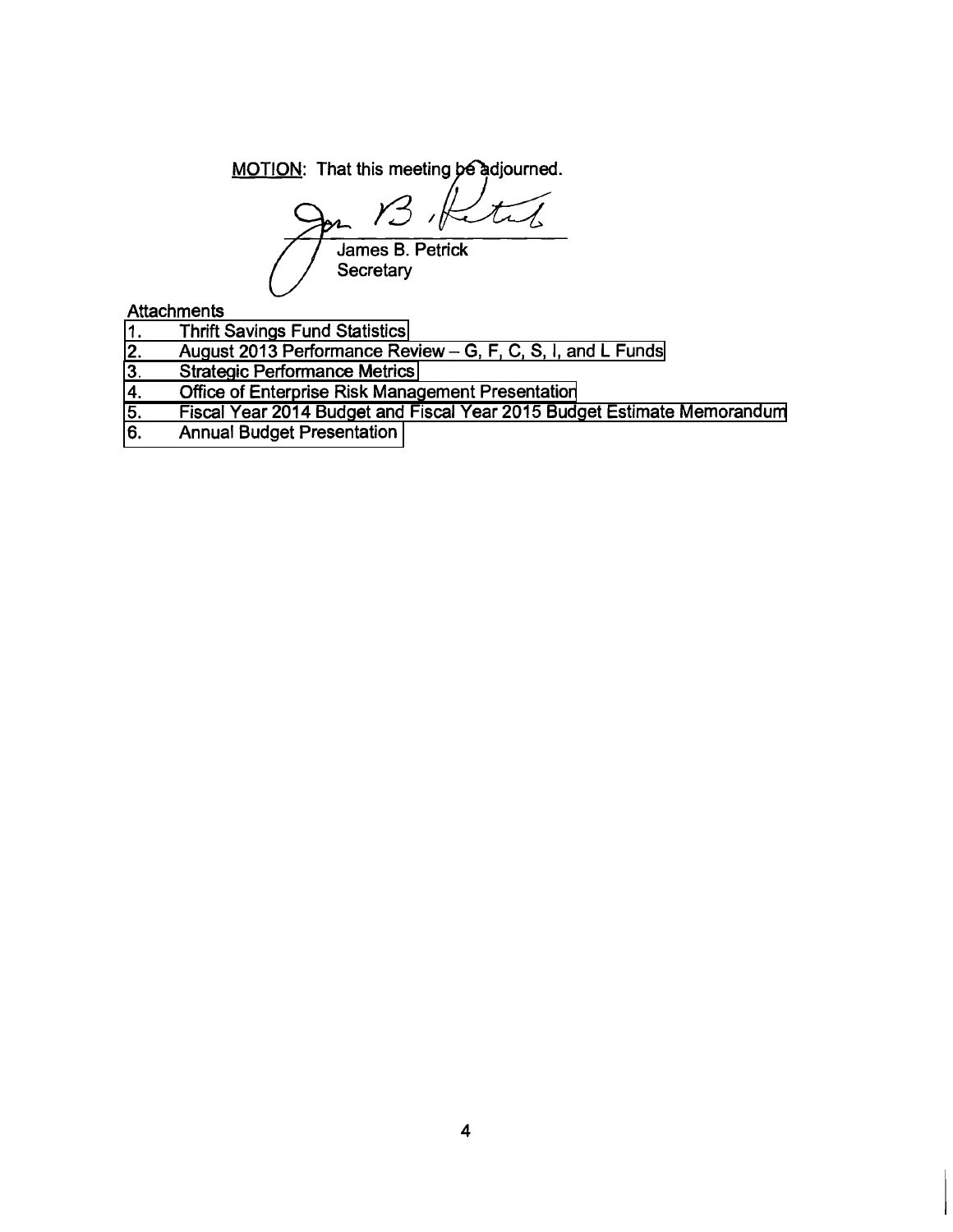MOTION: That this meeting be adjourned.

James B. Petrick
Secretary

Attachments

1. Thrift Savings Fund Statistics
2. August 2013 Performance Review – G, F, C, S, I, and L Funds
3. Strategic Performance Metrics
4. Office of Enterprise Risk Management Presentation
5. Fiscal Year 2014 Budget and Fiscal Year 2015 Budget Estimate Memorandum
6. Annual Budget Presentation